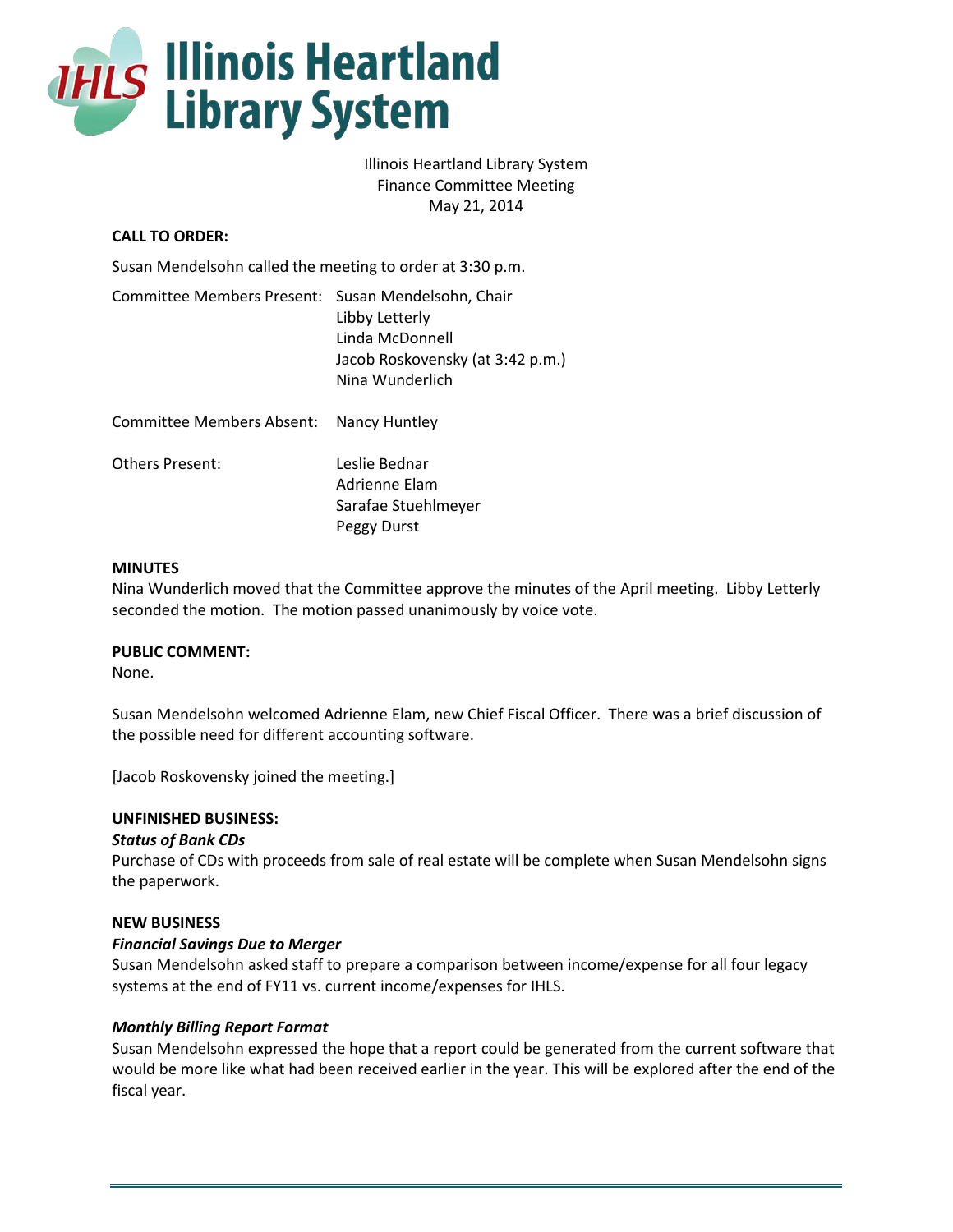# Illinois Heartland Library System

Illinois Heartland Library System
Finance Committee Meeting
May 21, 2014

**CALL TO ORDER:**

Susan Mendelsohn called the meeting to order at 3:30 p.m.

Committee Members Present: Susan Mendelsohn, Chair
Libby Letterly
Linda McDonnell
Jacob Roskovensky (at 3:42 p.m.)
Nina Wunderlich

Committee Members Absent: Nancy Huntley

Others Present: Leslie Bednar
Adrienne Elam
Sarafae Stuehlmeyer
Peggy Durst

**MINUTES**

Nina Wunderlich moved that the Committee approve the minutes of the April meeting. Libby Letterly seconded the motion. The motion passed unanimously by voice vote.

**PUBLIC COMMENT:**

None.

Susan Mendelsohn welcomed Adrienne Elam, new Chief Fiscal Officer. There was a brief discussion of the possible need for different accounting software.

[Jacob Roskovensky joined the meeting.]

**UNFINISHED BUSINESS:**

***Status of Bank CDs***

Purchase of CDs with proceeds from sale of real estate will be complete when Susan Mendelsohn signs the paperwork.

**NEW BUSINESS**

***Financial Savings Due to Merger***

Susan Mendelsohn asked staff to prepare a comparison between income/expense for all four legacy systems at the end of FY11 vs. current income/expenses for IHLS.

***Monthly Billing Report Format***

Susan Mendelsohn expressed the hope that a report could be generated from the current software that would be more like what had been received earlier in the year. This will be explored after the end of the fiscal year.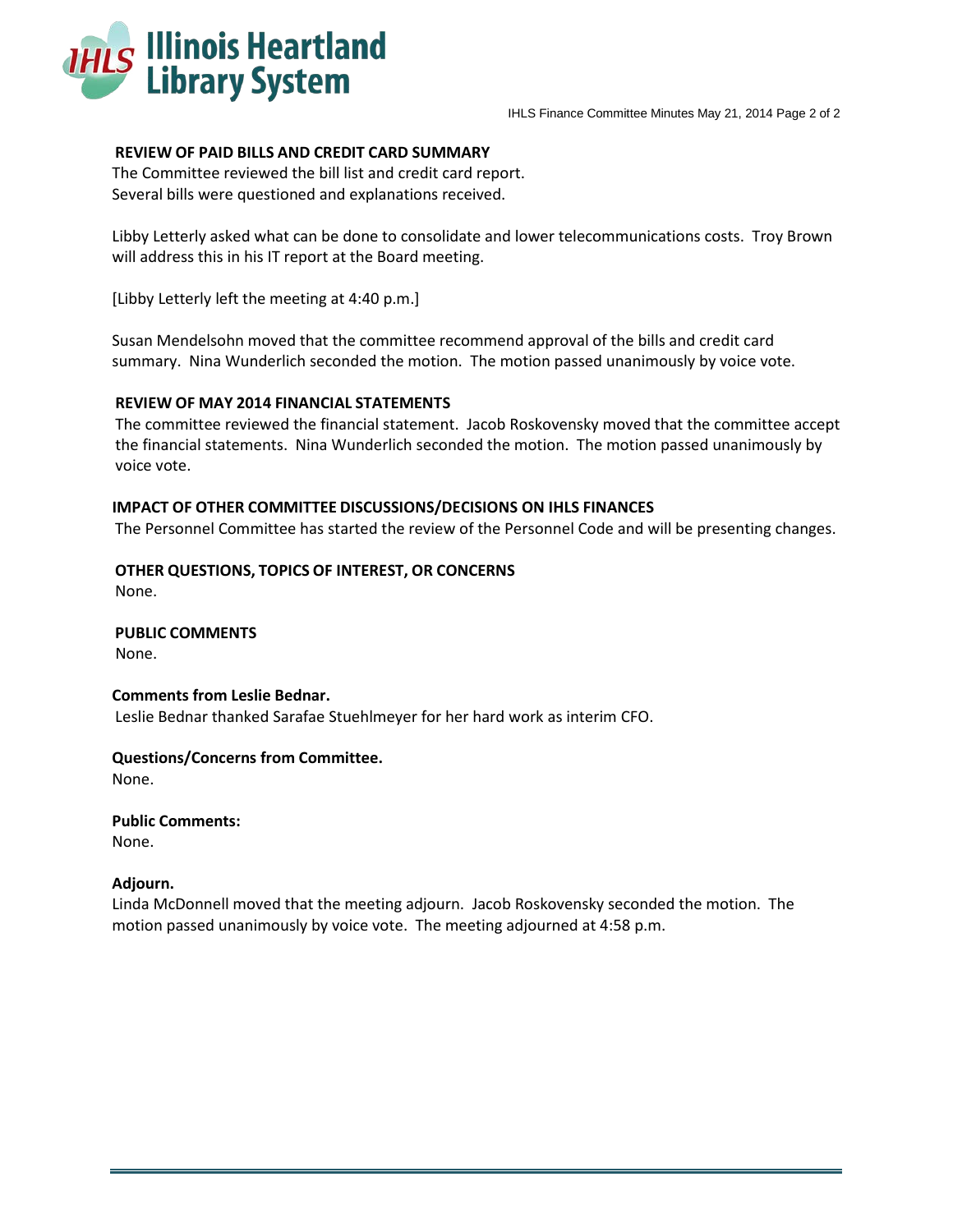**REVIEW OF PAID BILLS AND CREDIT CARD SUMMARY**

The Committee reviewed the bill list and credit card report.
Several bills were questioned and explanations received.

Libby Letterly asked what can be done to consolidate and lower telecommunications costs. Troy Brown will address this in his IT report at the Board meeting.

[Libby Letterly left the meeting at 4:40 p.m.]

Susan Mendelsohn moved that the committee recommend approval of the bills and credit card summary. Nina Wunderlich seconded the motion. The motion passed unanimously by voice vote.

**REVIEW OF MAY 2014 FINANCIAL STATEMENTS**

The committee reviewed the financial statement. Jacob Roskovensky moved that the committee accept the financial statements. Nina Wunderlich seconded the motion. The motion passed unanimously by voice vote.

**IMPACT OF OTHER COMMITTEE DISCUSSIONS/DECISIONS ON IHLS FINANCES**

The Personnel Committee has started the review of the Personnel Code and will be presenting changes.

**OTHER QUESTIONS, TOPICS OF INTEREST, OR CONCERNS**

None.

**PUBLIC COMMENTS**

None.

**Comments from Leslie Bednar.**

Leslie Bednar thanked Sarafae Stuehlmeyer for her hard work as interim CFO.

**Questions/Concerns from Committee.**

None.

**Public Comments:**

None.

**Adjourn.**

Linda McDonnell moved that the meeting adjourn. Jacob Roskovensky seconded the motion. The motion passed unanimously by voice vote. The meeting adjourned at 4:58 p.m.